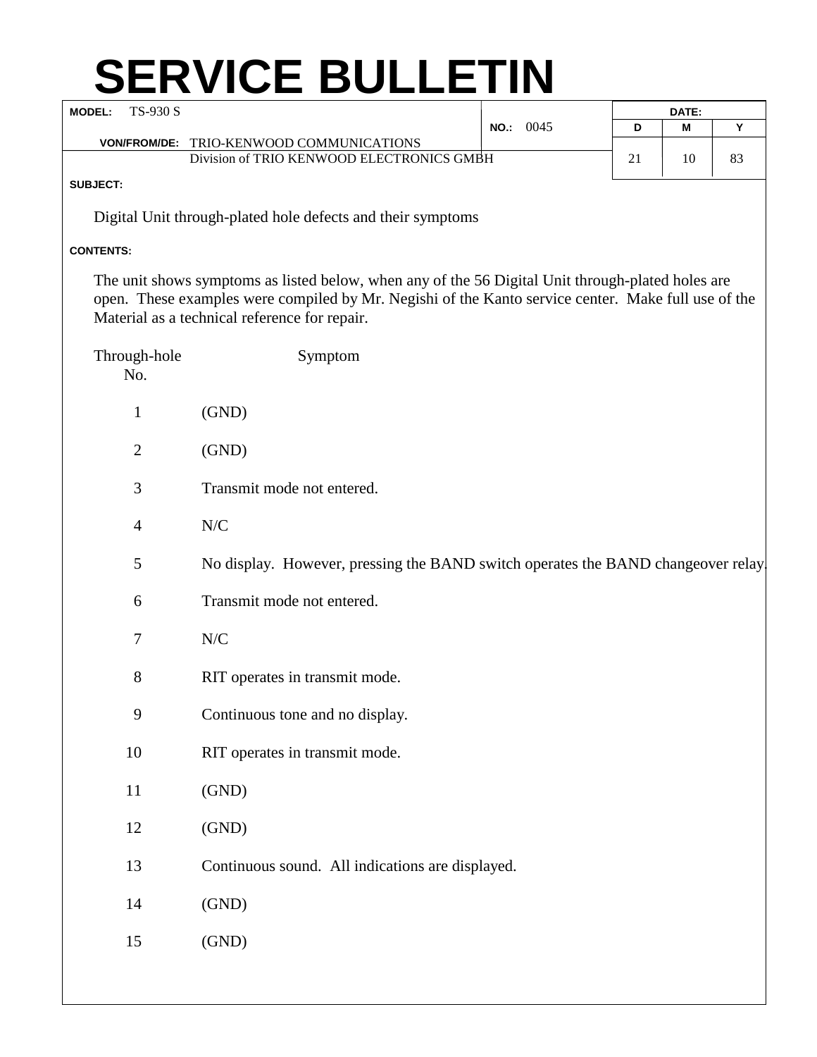# SERVICE BULLETIN

| | | | | |
|---|---|---|---|---|
| **MODEL:** TS-930 S | **NO.:** 0045 | **DATE:** | | |
| **VON/FROM/DE:** TRIO-KENWOOD COMMUNICATIONS Division of TRIO KENWOOD ELECTRONICS GMBH | | **D** | **M** | **Y** |
| | | 21 | 10 | 83 |

**SUBJECT:**

Digital Unit through-plated hole defects and their symptoms

**CONTENTS:**

The unit shows symptoms as listed below, when any of the 56 Digital Unit through-plated holes are open. These examples were compiled by Mr. Negishi of the Kanto service center. Make full use of the Material as a technical reference for repair.

| Through-hole No. | Symptom |
|---|---|
| 1 | (GND) |
| 2 | (GND) |
| 3 | Transmit mode not entered. |
| 4 | N/C |
| 5 | No display. However, pressing the BAND switch operates the BAND changeover relay. |
| 6 | Transmit mode not entered. |
| 7 | N/C |
| 8 | RIT operates in transmit mode. |
| 9 | Continuous tone and no display. |
| 10 | RIT operates in transmit mode. |
| 11 | (GND) |
| 12 | (GND) |
| 13 | Continuous sound. All indications are displayed. |
| 14 | (GND) |
| 15 | (GND) |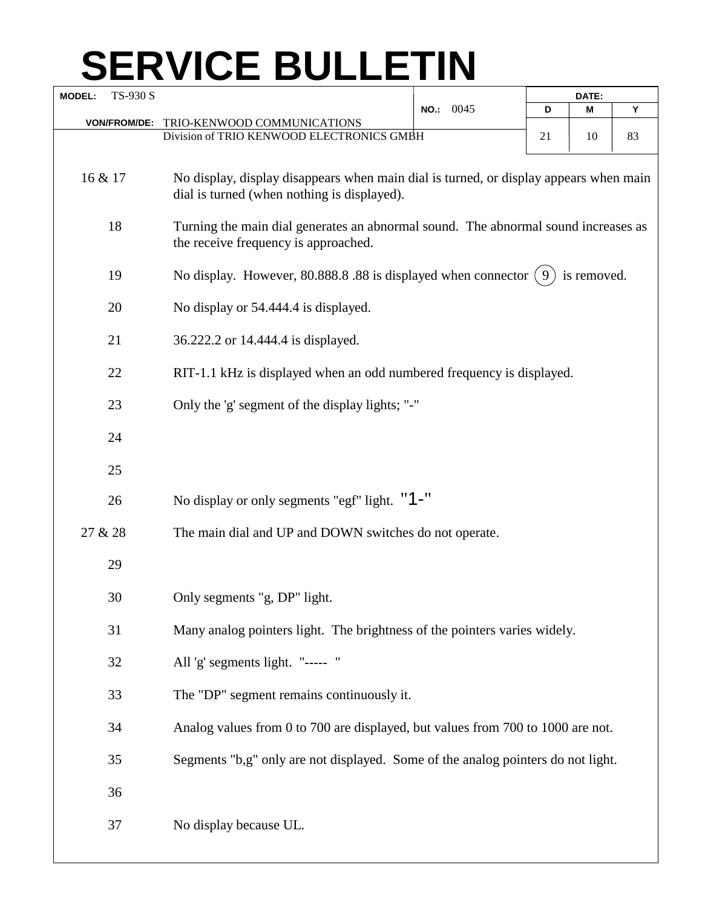# SERVICE BULLETIN

| MODEL: TS-930 S | NO.: 0045 | DATE: D | M | Y |
|---|---|---|---|---|
| VON/FROM/DE: TRIO-KENWOOD COMMUNICATIONS Division of TRIO KENWOOD ELECTRONICS GMBH | | 21 | 10 | 83 |

| | |
|---|---|
| 16 & 17 | No display, display disappears when main dial is turned, or display appears when main dial is turned (when nothing is displayed). |
| 18 | Turning the main dial generates an abnormal sound. The abnormal sound increases as the receive frequency is approached. |
| 19 | No display. However, 80.888.8 .88 is displayed when connector (9) is removed. |
| 20 | No display or 54.444.4 is displayed. |
| 21 | 36.222.2 or 14.444.4 is displayed. |
| 22 | RIT-1.1 kHz is displayed when an odd numbered frequency is displayed. |
| 23 | Only the 'g' segment of the display lights; "-" |
| 24 | |
| 25 | |
| 26 | No display or only segments "egf" light. "1-" |
| 27 & 28 | The main dial and UP and DOWN switches do not operate. |
| 29 | |
| 30 | Only segments "g, DP" light. |
| 31 | Many analog pointers light. The brightness of the pointers varies widely. |
| 32 | All 'g' segments light. "----- " |
| 33 | The "DP" segment remains continuously it. |
| 34 | Analog values from 0 to 700 are displayed, but values from 700 to 1000 are not. |
| 35 | Segments "b,g" only are not displayed. Some of the analog pointers do not light. |
| 36 | |
| 37 | No display because UL. |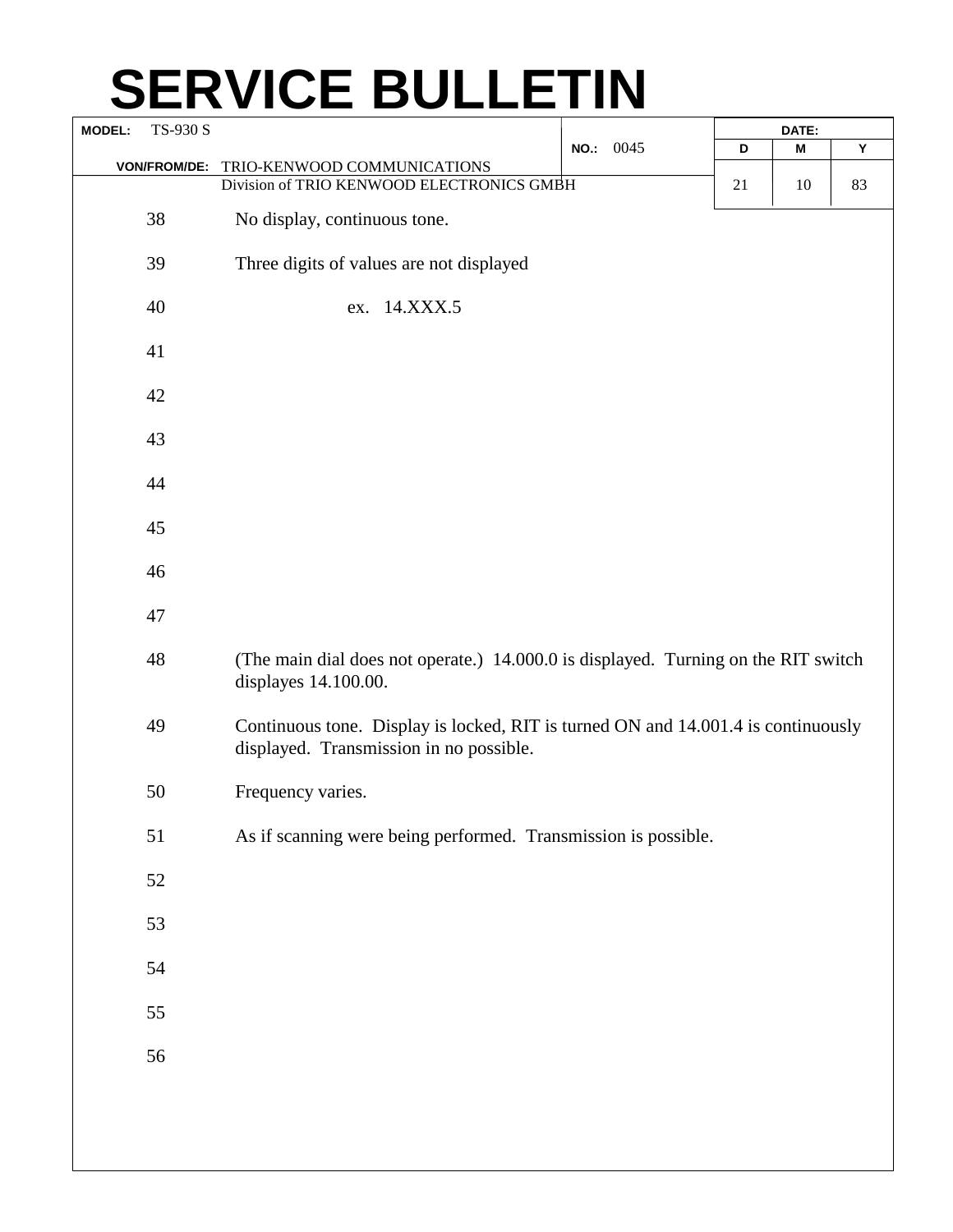# SERVICE BULLETIN

| MODEL: TS-930 S | NO.: 0045 | DATE: D | M | Y |
|---|---|---|---|---|
| VON/FROM/DE: TRIO-KENWOOD COMMUNICATIONS Division of TRIO KENWOOD ELECTRONICS GMBH | | 21 | 10 | 83 |

| | |
|---|---|
| 38 | No display, continuous tone. |
| 39 | Three digits of values are not displayed |
| 40 | ex. 14.XXX.5 |
| 41 | |
| 42 | |
| 43 | |
| 44 | |
| 45 | |
| 46 | |
| 47 | |
| 48 | (The main dial does not operate.) 14.000.0 is displayed. Turning on the RIT switch displayes 14.100.00. |
| 49 | Continuous tone. Display is locked, RIT is turned ON and 14.001.4 is continuously displayed. Transmission in no possible. |
| 50 | Frequency varies. |
| 51 | As if scanning were being performed. Transmission is possible. |
| 52 | |
| 53 | |
| 54 | |
| 55 | |
| 56 | |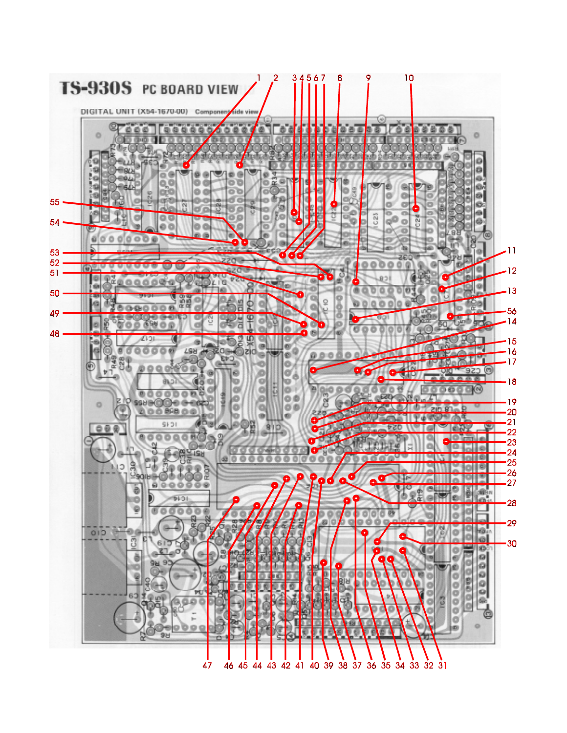# TS-930S PC BOARD VIEW

DIGITAL UNIT (X54-1670-00) Component side view

1 2 3 4 5 6 7 8 9 10

11 12 13 56 14 15 16 17 18 19 20 21 22 23 24 25 26 27 28 29 30

55 54 53 52 51 50 49 48

47 46 45 44 43 42 41 40 39 38 37 36 35 34 33 32 31